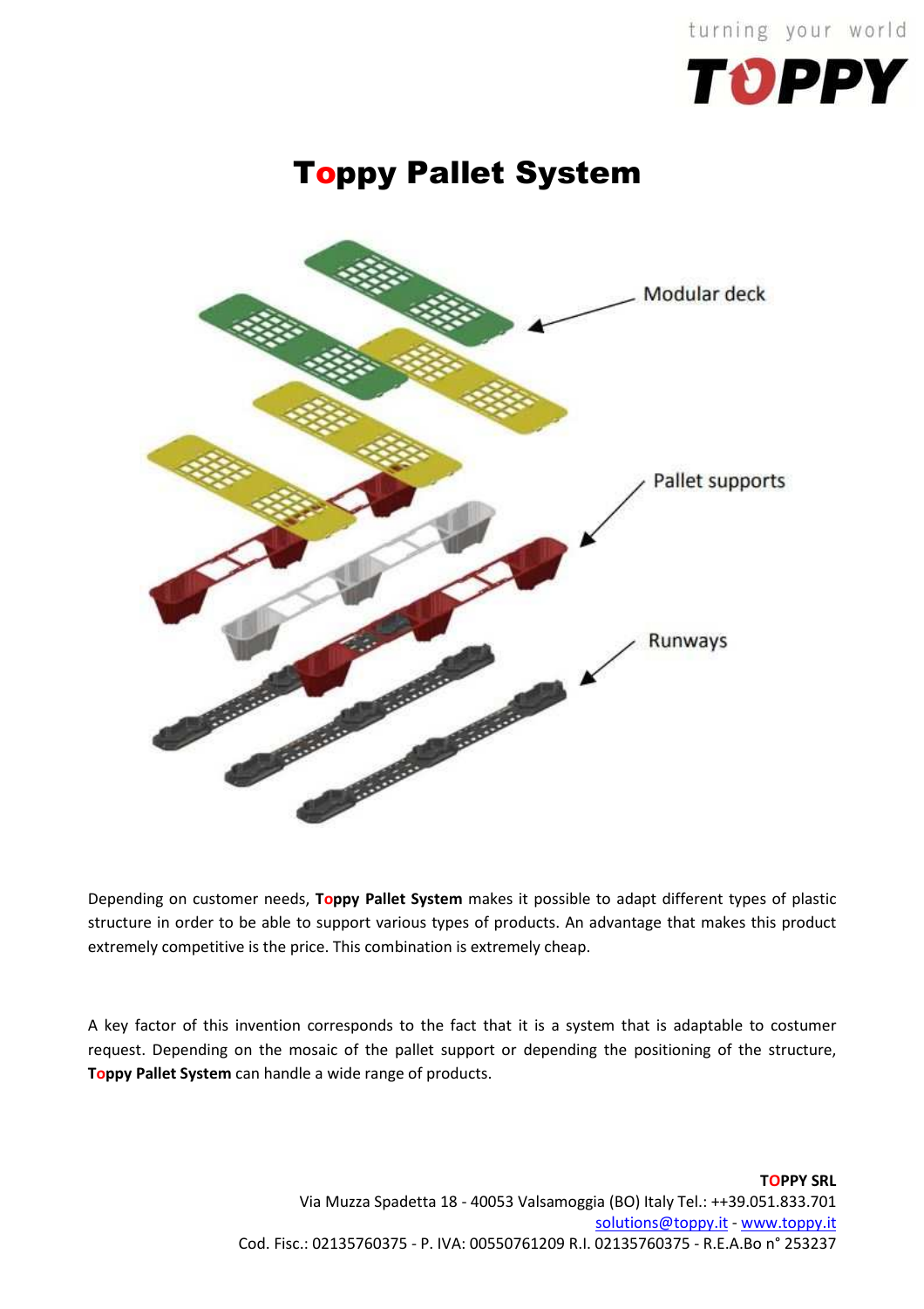# Toppy Pallet System

Modular deck

Pallet supports

Runways

Depending on customer needs, **Toppy Pallet System** makes it possible to adapt different types of plastic structure in order to be able to support various types of products. An advantage that makes this product extremely competitive is the price. This combination is extremely cheap.

A key factor of this invention corresponds to the fact that it is a system that is adaptable to costumer request. Depending on the mosaic of the pallet support or depending the positioning of the structure, **Toppy Pallet System** can handle a wide range of products.

**TOPPY SRL**
Via Muzza Spadetta 18 - 40053 Valsamoggia (BO) Italy Tel.: ++39.051.833.701
solutions@toppy.it - www.toppy.it
Cod. Fisc.: 02135760375 - P. IVA: 00550761209 R.I. 02135760375 - R.E.A.Bo n° 253237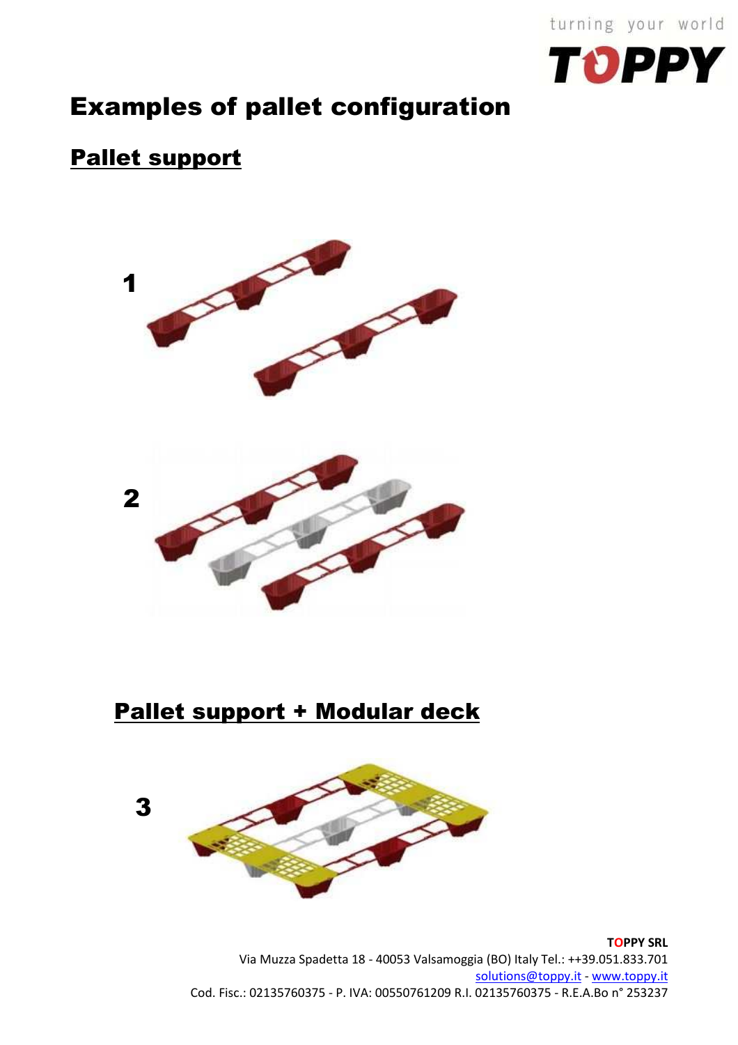# Examples of pallet configuration

## Pallet support

1

2

## Pallet support + Modular deck

3

**TOPPY SRL**
Via Muzza Spadetta 18 - 40053 Valsamoggia (BO) Italy Tel.: ++39.051.833.701
solutions@toppy.it - www.toppy.it
Cod. Fisc.: 02135760375 - P. IVA: 00550761209 R.I. 02135760375 - R.E.A.Bo n° 253237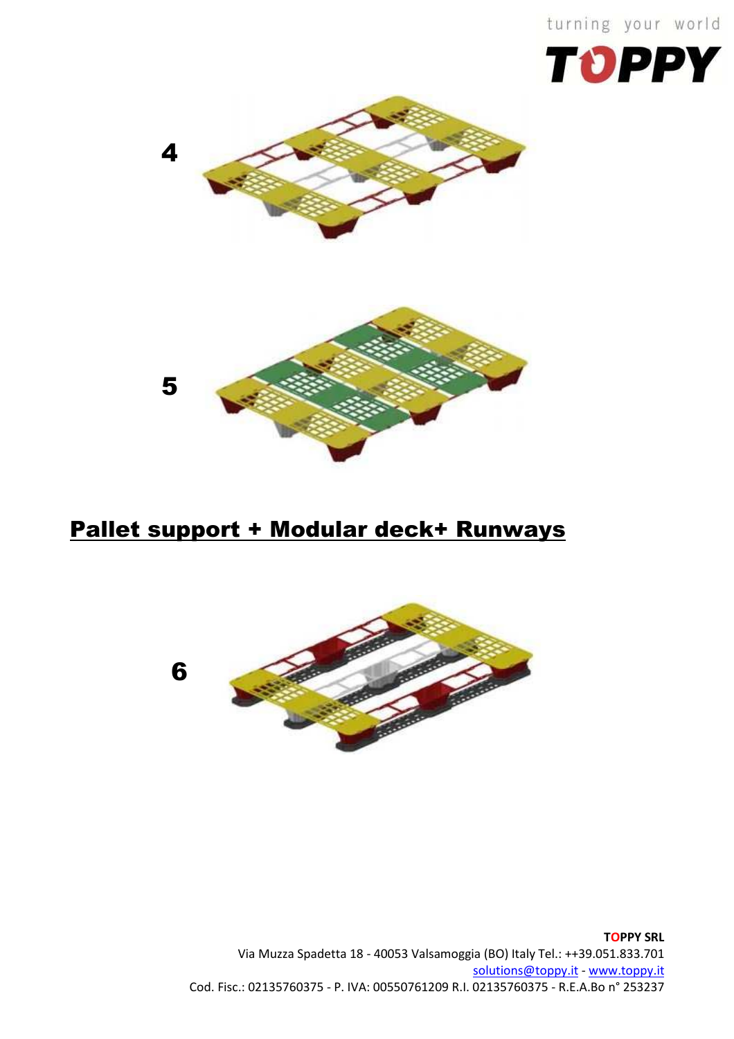4

5

## Pallet support + Modular deck+ Runways

6

**TOPPY SRL**
Via Muzza Spadetta 18 - 40053 Valsamoggia (BO) Italy Tel.: ++39.051.833.701
solutions@toppy.it - www.toppy.it
Cod. Fisc.: 02135760375 - P. IVA: 00550761209 R.I. 02135760375 - R.E.A.Bo n° 253237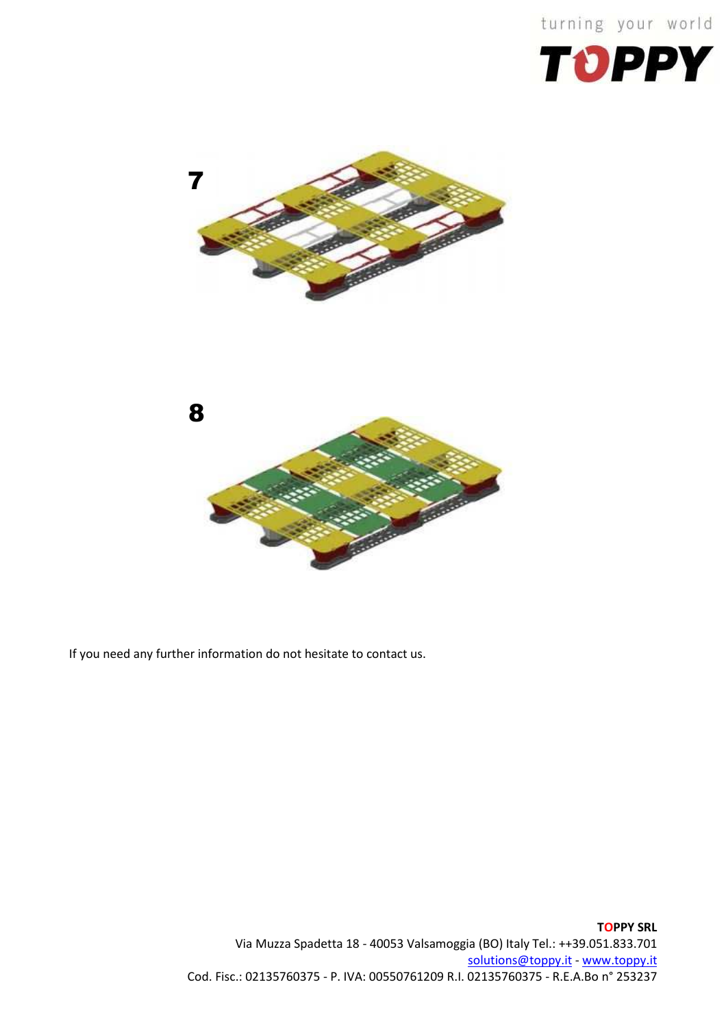7

8

If you need any further information do not hesitate to contact us.

**TOPPY SRL**
Via Muzza Spadetta 18 - 40053 Valsamoggia (BO) Italy Tel.: ++39.051.833.701
solutions@toppy.it - www.toppy.it
Cod. Fisc.: 02135760375 - P. IVA: 00550761209 R.I. 02135760375 - R.E.A.Bo n° 253237